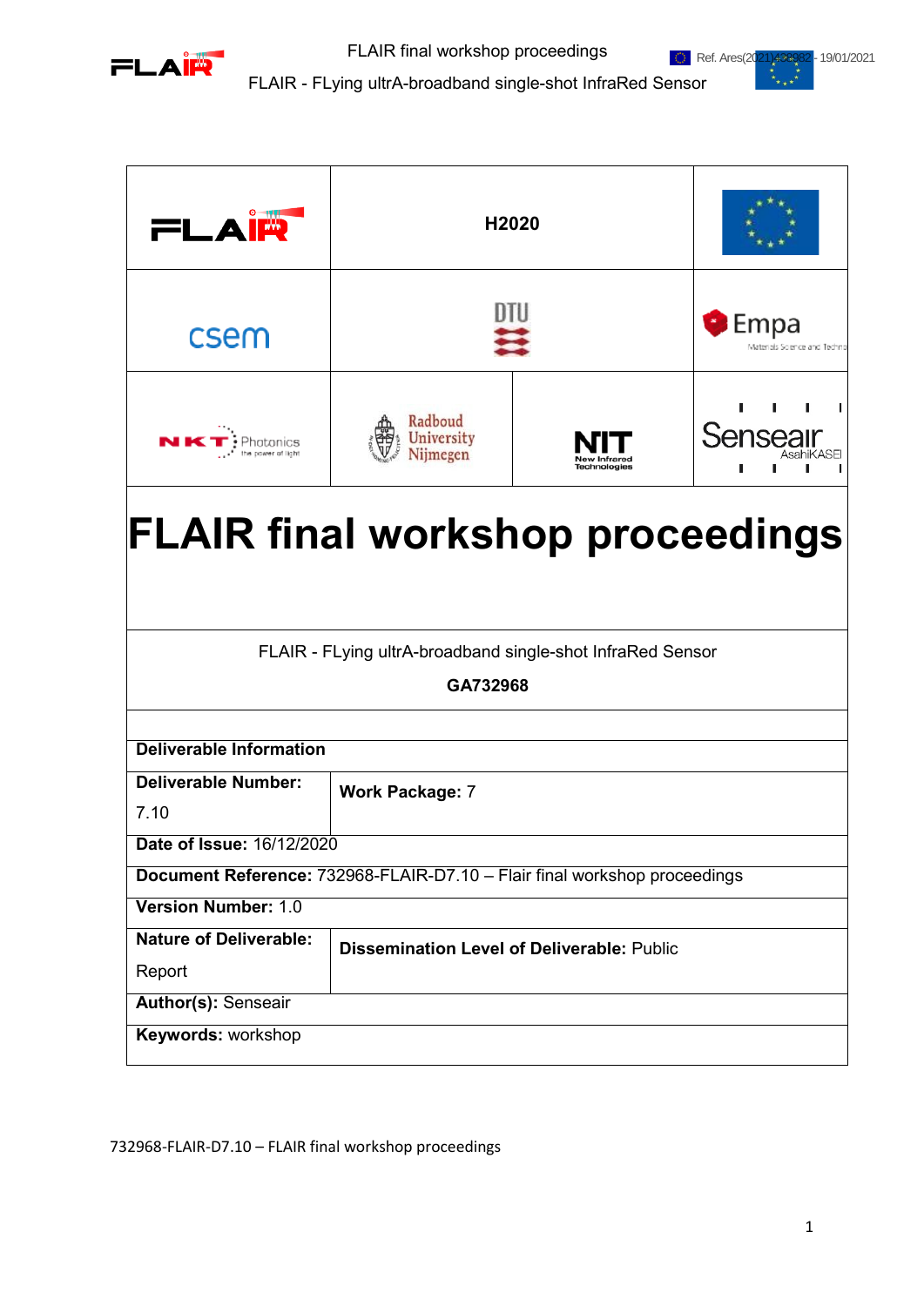H2020

# FLAIR final workshop proceedings

FLAIR - FLying ultrA-broadband single-shot InfraRed Sensor

**GA732968**

| **Deliverable Information** | |
|---|---|
| **Deliverable Number:** 7.10 | **Work Package:** 7 |
| **Date of Issue:** 16/12/2020 | |
| **Document Reference:** 732968-FLAIR-D7.10 – Flair final workshop proceedings | |
| **Version Number:** 1.0 | |
| **Nature of Deliverable:** Report | **Dissemination Level of Deliverable:** Public |
| **Author(s):** Senseair | |
| **Keywords:** workshop | |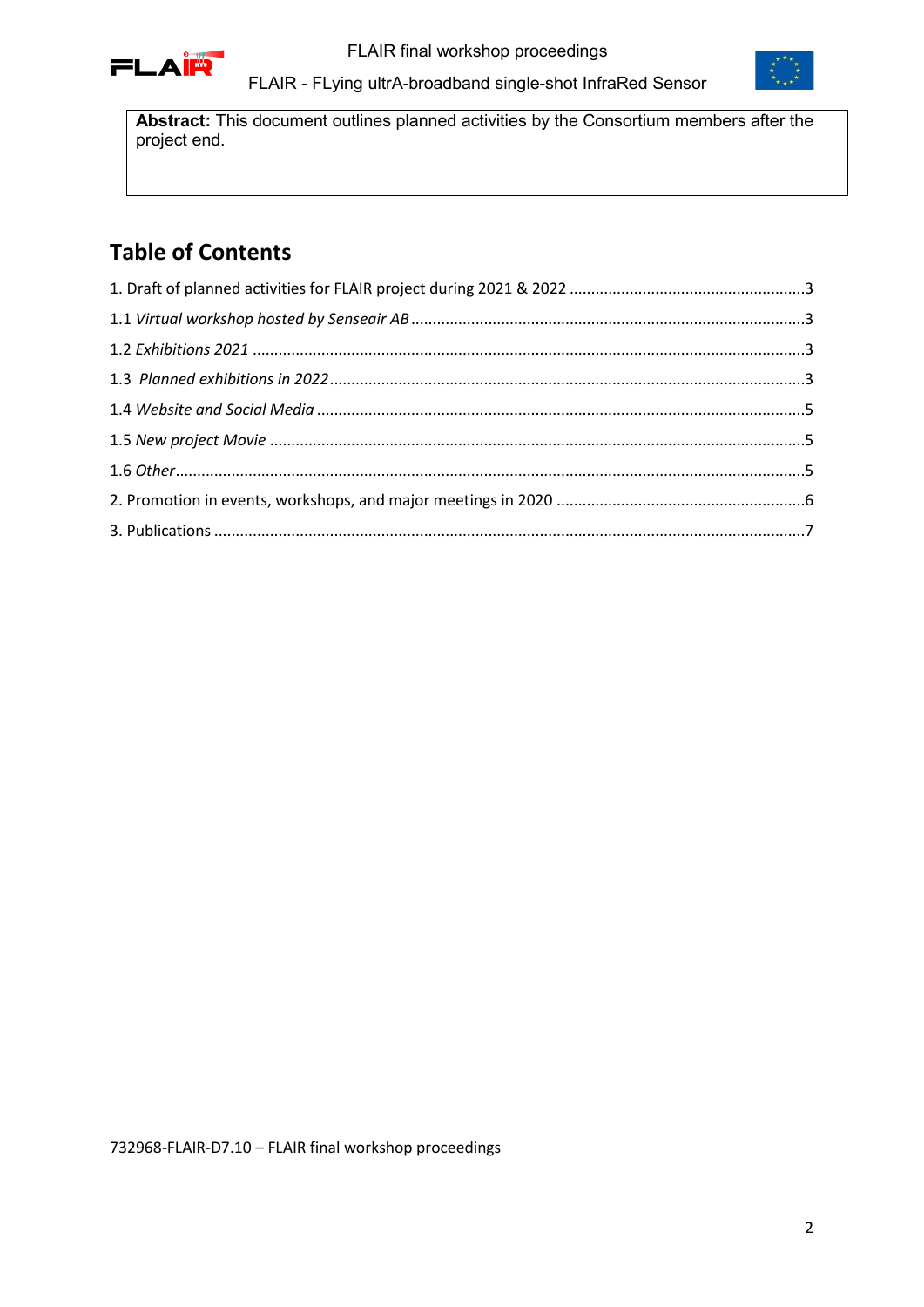**Abstract:** This document outlines planned activities by the Consortium members after the project end.

# Table of Contents

1. Draft of planned activities for FLAIR project during 2021 & 2022 .......................................................3

1.1 *Virtual workshop hosted by Senseair AB* ...........................................................................................3

1.2 *Exhibitions 2021* ..............................................................................................................................3

1.3 *Planned exhibitions in 2022* .............................................................................................................3

1.4 *Website and Social Media* ................................................................................................................5

1.5 *New project Movie* ..........................................................................................................................5

1.6 *Other* ................................................................................................................................................5

2. Promotion in events, workshops, and major meetings in 2020 ..........................................................6

3. Publications ........................................................................................................................................7

732968-FLAIR-D7.10 – FLAIR final workshop proceedings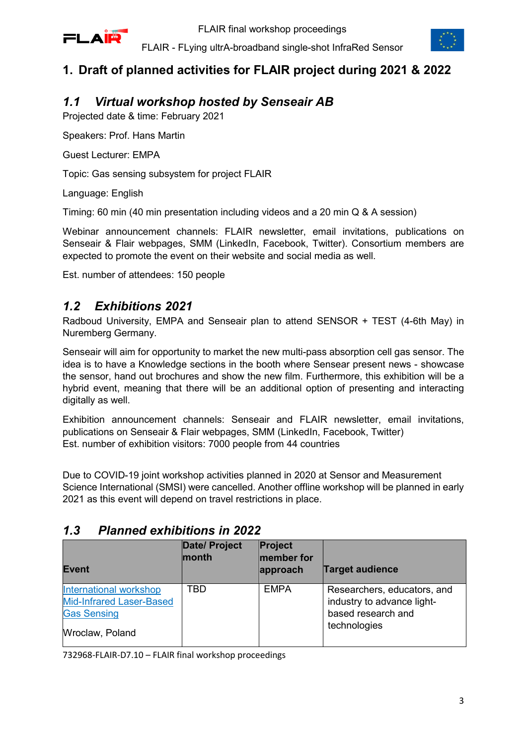# 1. Draft of planned activities for FLAIR project during 2021 & 2022

## *1.1 Virtual workshop hosted by Senseair AB*

Projected date & time: February 2021

Speakers: Prof. Hans Martin

Guest Lecturer: EMPA

Topic: Gas sensing subsystem for project FLAIR

Language: English

Timing: 60 min (40 min presentation including videos and a 20 min Q & A session)

Webinar announcement channels: FLAIR newsletter, email invitations, publications on Senseair & Flair webpages, SMM (LinkedIn, Facebook, Twitter). Consortium members are expected to promote the event on their website and social media as well.

Est. number of attendees: 150 people

## *1.2 Exhibitions 2021*

Radboud University, EMPA and Senseair plan to attend SENSOR + TEST (4-6th May) in Nuremberg Germany.

Senseair will aim for opportunity to market the new multi-pass absorption cell gas sensor. The idea is to have a Knowledge sections in the booth where Sensear present news - showcase the sensor, hand out brochures and show the new film. Furthermore, this exhibition will be a hybrid event, meaning that there will be an additional option of presenting and interacting digitally as well.

Exhibition announcement channels: Senseair and FLAIR newsletter, email invitations, publications on Senseair & Flair webpages, SMM (LinkedIn, Facebook, Twitter)
Est. number of exhibition visitors: 7000 people from 44 countries

Due to COVID-19 joint workshop activities planned in 2020 at Sensor and Measurement Science International (SMSI) were cancelled. Another offline workshop will be planned in early 2021 as this event will depend on travel restrictions in place.

## *1.3 Planned exhibitions in 2022*

| Event | Date/ Project month | Project member for approach | Target audience |
|---|---|---|---|
| International workshop Mid-Infrared Laser-Based Gas Sensing<br><br>Wroclaw, Poland | TBD | EMPA | Researchers, educators, and industry to advance light-based research and technologies |

732968-FLAIR-D7.10 – FLAIR final workshop proceedings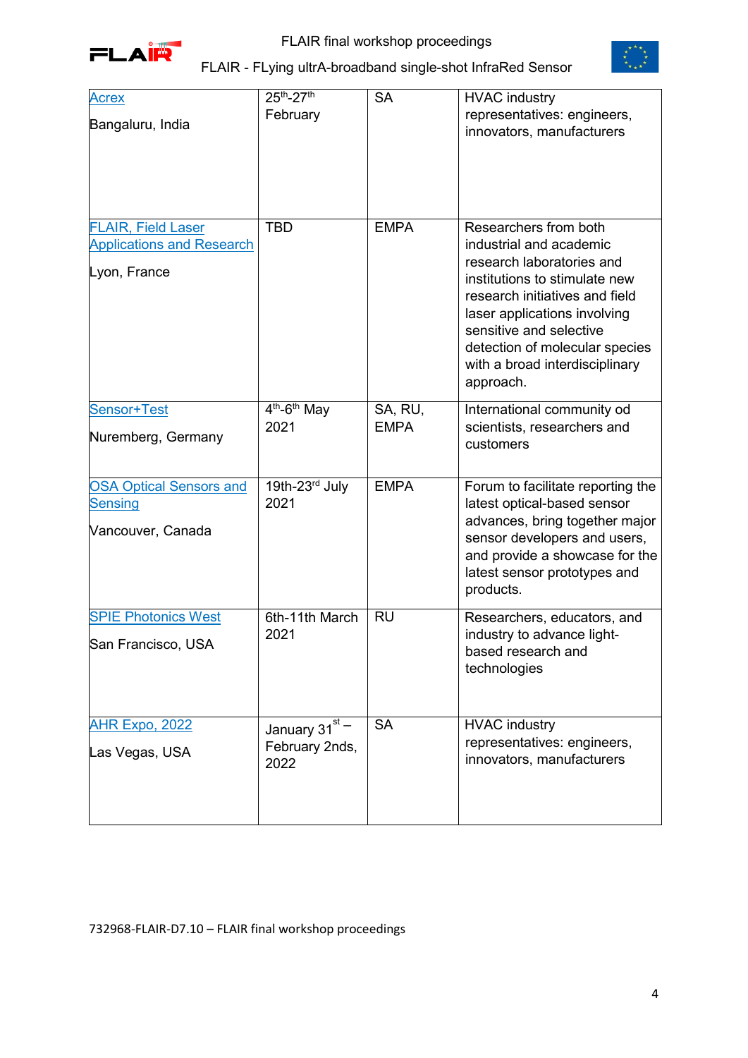| Acrex<br><br>Bangaluru, India | 25th-27th February | SA | HVAC industry representatives: engineers, innovators, manufacturers |
|---|---|---|---|
| FLAIR, Field Laser Applications and Research<br><br>Lyon, France | TBD | EMPA | Researchers from both industrial and academic research laboratories and institutions to stimulate new research initiatives and field laser applications involving sensitive and selective detection of molecular species with a broad interdisciplinary approach. |
| Sensor+Test<br><br>Nuremberg, Germany | 4th-6th May 2021 | SA, RU, EMPA | International community od scientists, researchers and customers |
| OSA Optical Sensors and Sensing<br><br>Vancouver, Canada | 19th-23rd July 2021 | EMPA | Forum to facilitate reporting the latest optical-based sensor advances, bring together major sensor developers and users, and provide a showcase for the latest sensor prototypes and products. |
| SPIE Photonics West<br><br>San Francisco, USA | 6th-11th March 2021 | RU | Researchers, educators, and industry to advance light-based research and technologies |
| AHR Expo, 2022<br><br>Las Vegas, USA | January 31st – February 2nds, 2022 | SA | HVAC industry representatives: engineers, innovators, manufacturers |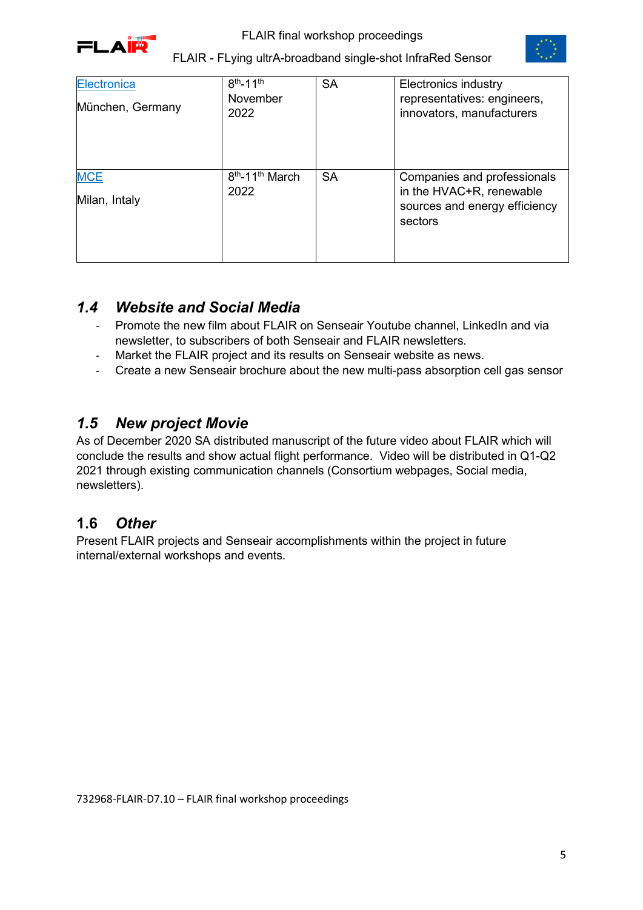| | | | |
|---|---|---|---|
| Electronica<br><br>München, Germany | 8th-11th November 2022 | SA | Electronics industry representatives: engineers, innovators, manufacturers |
| MCE<br><br>Milan, Intaly | 8th-11th March 2022 | SA | Companies and professionals in the HVAC+R, renewable sources and energy efficiency sectors |

## *1.4 Website and Social Media*

- Promote the new film about FLAIR on Senseair Youtube channel, LinkedIn and via newsletter, to subscribers of both Senseair and FLAIR newsletters.
- Market the FLAIR project and its results on Senseair website as news.
- Create a new Senseair brochure about the new multi-pass absorption cell gas sensor

## *1.5 New project Movie*

As of December 2020 SA distributed manuscript of the future video about FLAIR which will conclude the results and show actual flight performance. Video will be distributed in Q1-Q2 2021 through existing communication channels (Consortium webpages, Social media, newsletters).

## 1.6 *Other*

Present FLAIR projects and Senseair accomplishments within the project in future internal/external workshops and events.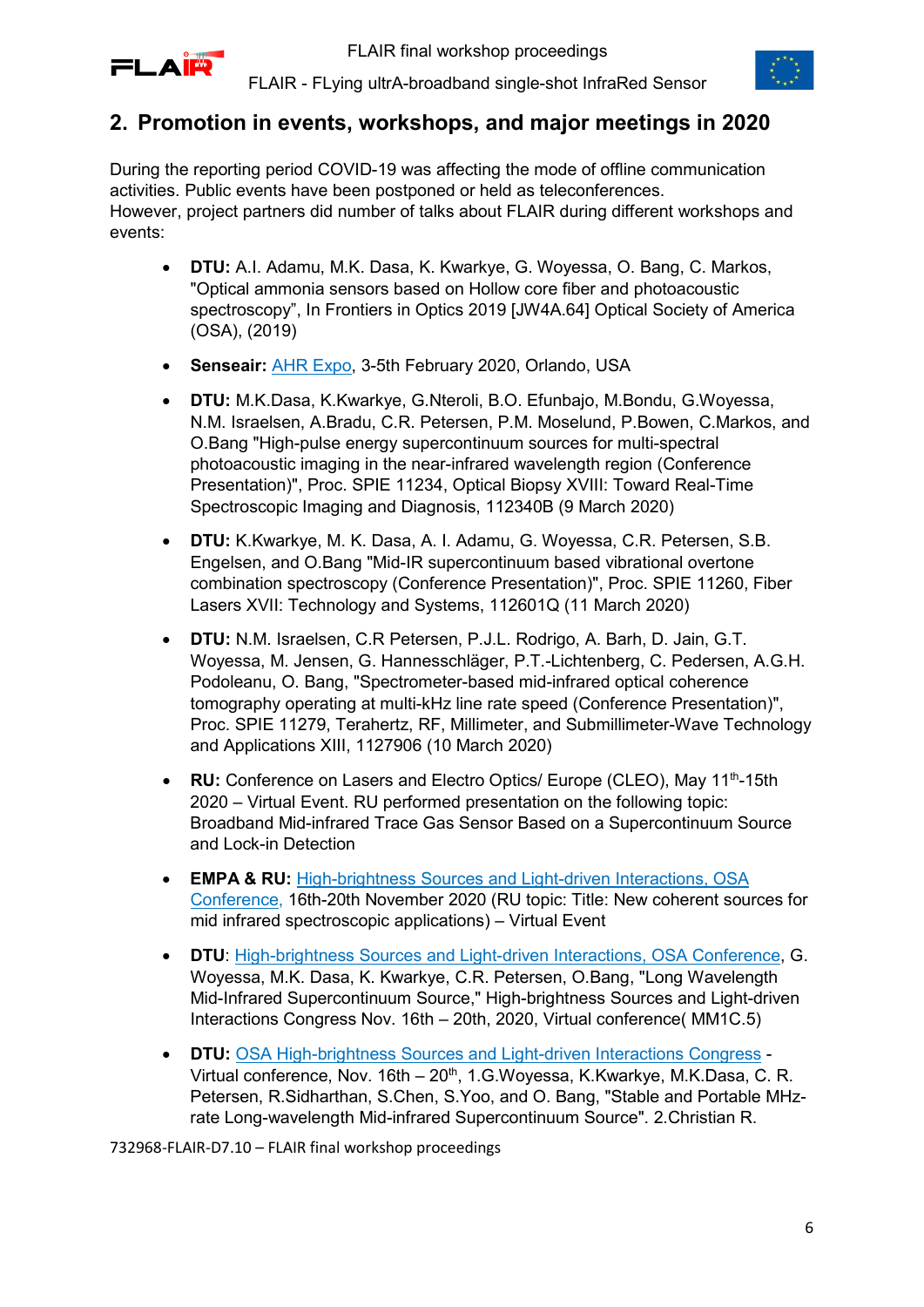## 2. Promotion in events, workshops, and major meetings in 2020

During the reporting period COVID-19 was affecting the mode of offline communication activities. Public events have been postponed or held as teleconferences.
However, project partners did number of talks about FLAIR during different workshops and events:

- **DTU:** A.I. Adamu, M.K. Dasa, K. Kwarkye, G. Woyessa, O. Bang, C. Markos, "Optical ammonia sensors based on Hollow core fiber and photoacoustic spectroscopy", In Frontiers in Optics 2019 [JW4A.64] Optical Society of America (OSA), (2019)
- **Senseair:** AHR Expo, 3-5th February 2020, Orlando, USA
- **DTU:** M.K.Dasa, K.Kwarkye, G.Nteroli, B.O. Efunbajo, M.Bondu, G.Woyessa, N.M. Israelsen, A.Bradu, C.R. Petersen, P.M. Moselund, P.Bowen, C.Markos, and O.Bang "High-pulse energy supercontinuum sources for multi-spectral photoacoustic imaging in the near-infrared wavelength region (Conference Presentation)", Proc. SPIE 11234, Optical Biopsy XVIII: Toward Real-Time Spectroscopic Imaging and Diagnosis, 112340B (9 March 2020)
- **DTU:** K.Kwarkye, M. K. Dasa, A. I. Adamu, G. Woyessa, C.R. Petersen, S.B. Engelsen, and O.Bang "Mid-IR supercontinuum based vibrational overtone combination spectroscopy (Conference Presentation)", Proc. SPIE 11260, Fiber Lasers XVII: Technology and Systems, 112601Q (11 March 2020)
- **DTU:** N.M. Israelsen, C.R Petersen, P.J.L. Rodrigo, A. Barh, D. Jain, G.T. Woyessa, M. Jensen, G. Hannesschläger, P.T.-Lichtenberg, C. Pedersen, A.G.H. Podoleanu, O. Bang, "Spectrometer-based mid-infrared optical coherence tomography operating at multi-kHz line rate speed (Conference Presentation)", Proc. SPIE 11279, Terahertz, RF, Millimeter, and Submillimeter-Wave Technology and Applications XIII, 1127906 (10 March 2020)
- **RU:** Conference on Lasers and Electro Optics/ Europe (CLEO), May 11th-15th 2020 – Virtual Event. RU performed presentation on the following topic: Broadband Mid-infrared Trace Gas Sensor Based on a Supercontinuum Source and Lock-in Detection
- **EMPA & RU:** High-brightness Sources and Light-driven Interactions, OSA Conference, 16th-20th November 2020 (RU topic: Title: New coherent sources for mid infrared spectroscopic applications) – Virtual Event
- **DTU**: High-brightness Sources and Light-driven Interactions, OSA Conference, G. Woyessa, M.K. Dasa, K. Kwarkye, C.R. Petersen, O.Bang, "Long Wavelength Mid-Infrared Supercontinuum Source," High-brightness Sources and Light-driven Interactions Congress Nov. 16th – 20th, 2020, Virtual conference( MM1C.5)
- **DTU:** OSA High-brightness Sources and Light-driven Interactions Congress - Virtual conference, Nov. 16th – 20th, 1.G.Woyessa, K.Kwarkye, M.K.Dasa, C. R. Petersen, R.Sidharthan, S.Chen, S.Yoo, and O. Bang, "Stable and Portable MHz-rate Long-wavelength Mid-infrared Supercontinuum Source". 2.Christian R.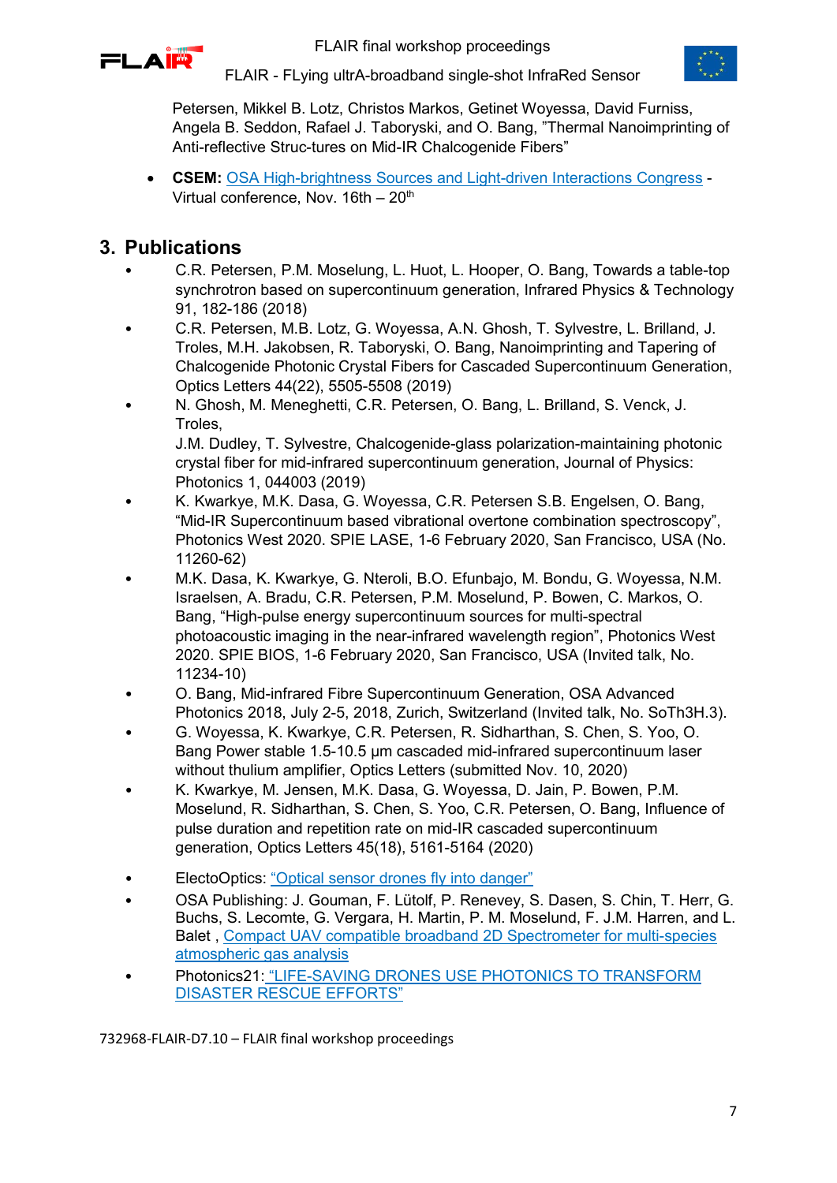Petersen, Mikkel B. Lotz, Christos Markos, Getinet Woyessa, David Furniss, Angela B. Seddon, Rafael J. Taboryski, and O. Bang, "Thermal Nanoimprinting of Anti-reflective Struc-tures on Mid-IR Chalcogenide Fibers"

- **CSEM:** OSA High-brightness Sources and Light-driven Interactions Congress - Virtual conference, Nov. 16th – 20th

## 3. Publications

- C.R. Petersen, P.M. Moselung, L. Huot, L. Hooper, O. Bang, Towards a table-top synchrotron based on supercontinuum generation, Infrared Physics & Technology 91, 182-186 (2018)
- C.R. Petersen, M.B. Lotz, G. Woyessa, A.N. Ghosh, T. Sylvestre, L. Brilland, J. Troles, M.H. Jakobsen, R. Taboryski, O. Bang, Nanoimprinting and Tapering of Chalcogenide Photonic Crystal Fibers for Cascaded Supercontinuum Generation, Optics Letters 44(22), 5505-5508 (2019)
- N. Ghosh, M. Meneghetti, C.R. Petersen, O. Bang, L. Brilland, S. Venck, J. Troles, J.M. Dudley, T. Sylvestre, Chalcogenide-glass polarization-maintaining photonic crystal fiber for mid-infrared supercontinuum generation, Journal of Physics: Photonics 1, 044003 (2019)
- K. Kwarkye, M.K. Dasa, G. Woyessa, C.R. Petersen S.B. Engelsen, O. Bang, "Mid-IR Supercontinuum based vibrational overtone combination spectroscopy", Photonics West 2020. SPIE LASE, 1-6 February 2020, San Francisco, USA (No. 11260-62)
- M.K. Dasa, K. Kwarkye, G. Nteroli, B.O. Efunbajo, M. Bondu, G. Woyessa, N.M. Israelsen, A. Bradu, C.R. Petersen, P.M. Moselund, P. Bowen, C. Markos, O. Bang, "High-pulse energy supercontinuum sources for multi-spectral photoacoustic imaging in the near-infrared wavelength region", Photonics West 2020. SPIE BIOS, 1-6 February 2020, San Francisco, USA (Invited talk, No. 11234-10)
- O. Bang, Mid-infrared Fibre Supercontinuum Generation, OSA Advanced Photonics 2018, July 2-5, 2018, Zurich, Switzerland (Invited talk, No. SoTh3H.3).
- G. Woyessa, K. Kwarkye, C.R. Petersen, R. Sidharthan, S. Chen, S. Yoo, O. Bang Power stable 1.5-10.5 µm cascaded mid-infrared supercontinuum laser without thulium amplifier, Optics Letters (submitted Nov. 10, 2020)
- K. Kwarkye, M. Jensen, M.K. Dasa, G. Woyessa, D. Jain, P. Bowen, P.M. Moselund, R. Sidharthan, S. Chen, S. Yoo, C.R. Petersen, O. Bang, Influence of pulse duration and repetition rate on mid-IR cascaded supercontinuum generation, Optics Letters 45(18), 5161-5164 (2020)

- ElectoOptics: "Optical sensor drones fly into danger"
- OSA Publishing: J. Gouman, F. Lütolf, P. Renevey, S. Dasen, S. Chin, T. Herr, G. Buchs, S. Lecomte, G. Vergara, H. Martin, P. M. Moselund, F. J.M. Harren, and L. Balet , Compact UAV compatible broadband 2D Spectrometer for multi-species atmospheric gas analysis
- Photonics21: "LIFE-SAVING DRONES USE PHOTONICS TO TRANSFORM DISASTER RESCUE EFFORTS"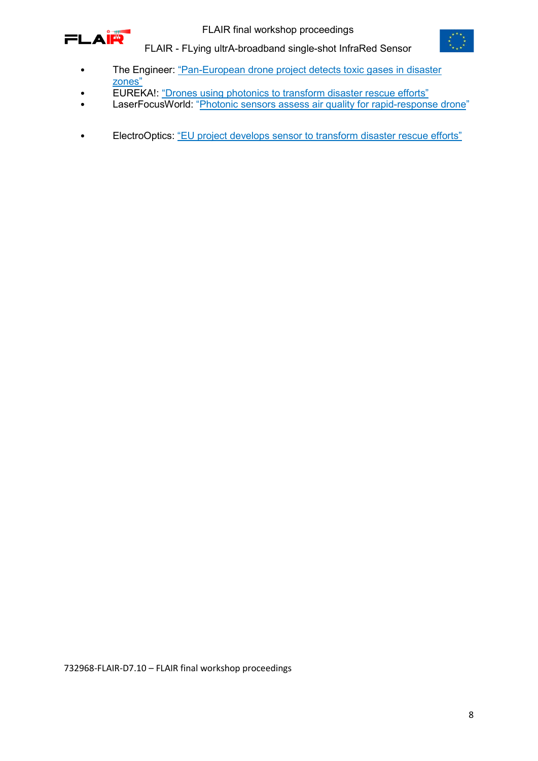- The Engineer: “Pan-European drone project detects toxic gases in disaster zones”
- EUREKA!: “Drones using photonics to transform disaster rescue efforts”
- LaserFocusWorld: “Photonic sensors assess air quality for rapid-response drone”
- ElectroOptics: “EU project develops sensor to transform disaster rescue efforts”